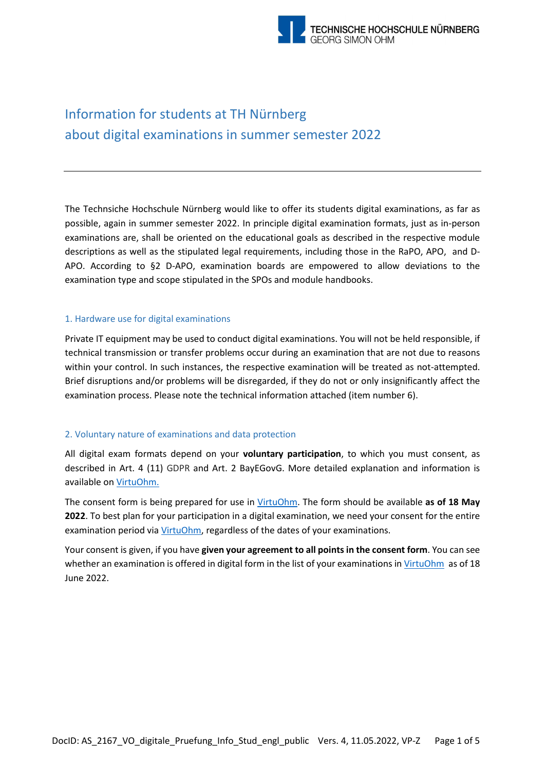# Information for students at TH Nürnberg about digital examinations in summer semester 2022

The Technsiche Hochschule Nürnberg would like to offer its students digital examinations, as far as possible, again in summer semester 2022. In principle digital examination formats, just as in-person examinations are, shall be oriented on the educational goals as described in the respective module descriptions as well as the stipulated legal requirements, including those in the RaPO, APO, and D-APO. According to §2 D-APO, examination boards are empowered to allow deviations to the examination type and scope stipulated in the SPOs and module handbooks.

## 1. Hardware use for digital examinations

Private IT equipment may be used to conduct digital examinations. You will not be held responsible, if technical transmission or transfer problems occur during an examination that are not due to reasons within your control. In such instances, the respective examination will be treated as not-attempted. Brief disruptions and/or problems will be disregarded, if they do not or only insignificantly affect the examination process. Please note the technical information attached (item number 6).

## 2. Voluntary nature of examinations and data protection

All digital exam formats depend on your **voluntary participation**, to which you must consent, as described in Art. 4 (11) GDPR and Art. 2 BayEGovG. More detailed explanation and information is available on VirtuOhm.

The consent form is being prepared for use in VirtuOhm. The form should be available **as of 18 May 2022**. To best plan for your participation in a digital examination, we need your consent for the entire examination period via VirtuOhm, regardless of the dates of your examinations.

Your consent is given, if you have **given your agreement to all points in the consent form**. You can see whether an examination is offered in digital form in the list of your examinations in VirtuOhm as of 18 June 2022.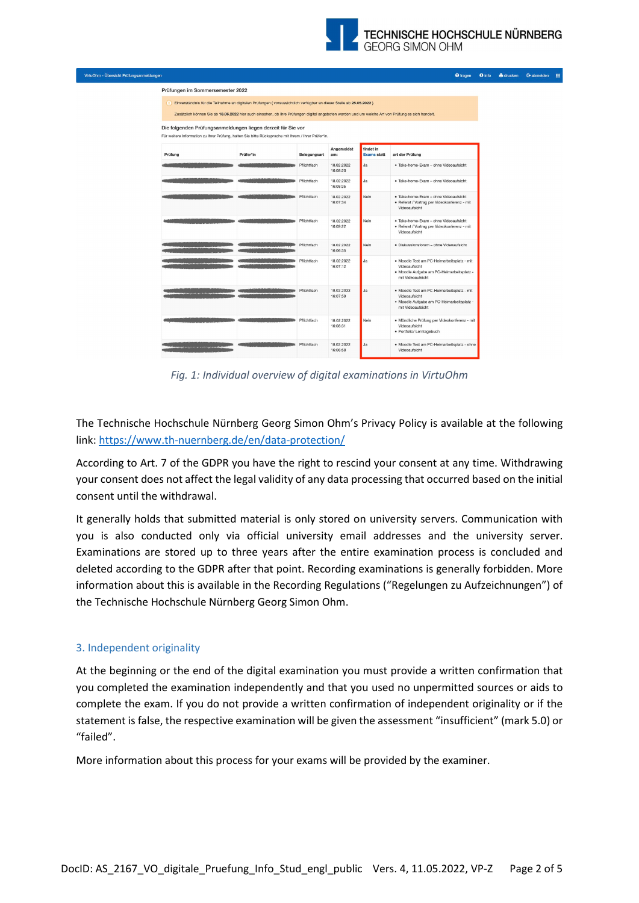Fig. 1: Individual overview of digital examinations in VirtuOhm

The Technische Hochschule Nürnberg Georg Simon Ohm's Privacy Policy is available at the following link: https://www.th-nuernberg.de/en/data-protection/

According to Art. 7 of the GDPR you have the right to rescind your consent at any time. Withdrawing your consent does not affect the legal validity of any data processing that occurred based on the initial consent until the withdrawal.

It generally holds that submitted material is only stored on university servers. Communication with you is also conducted only via official university email addresses and the university server. Examinations are stored up to three years after the entire examination process is concluded and deleted according to the GDPR after that point. Recording examinations is generally forbidden. More information about this is available in the Recording Regulations ("Regelungen zu Aufzeichnungen") of the Technische Hochschule Nürnberg Georg Simon Ohm.

## 3. Independent originality

At the beginning or the end of the digital examination you must provide a written confirmation that you completed the examination independently and that you used no unpermitted sources or aids to complete the exam. If you do not provide a written confirmation of independent originality or if the statement is false, the respective examination will be given the assessment "insufficient" (mark 5.0) or "failed".

More information about this process for your exams will be provided by the examiner.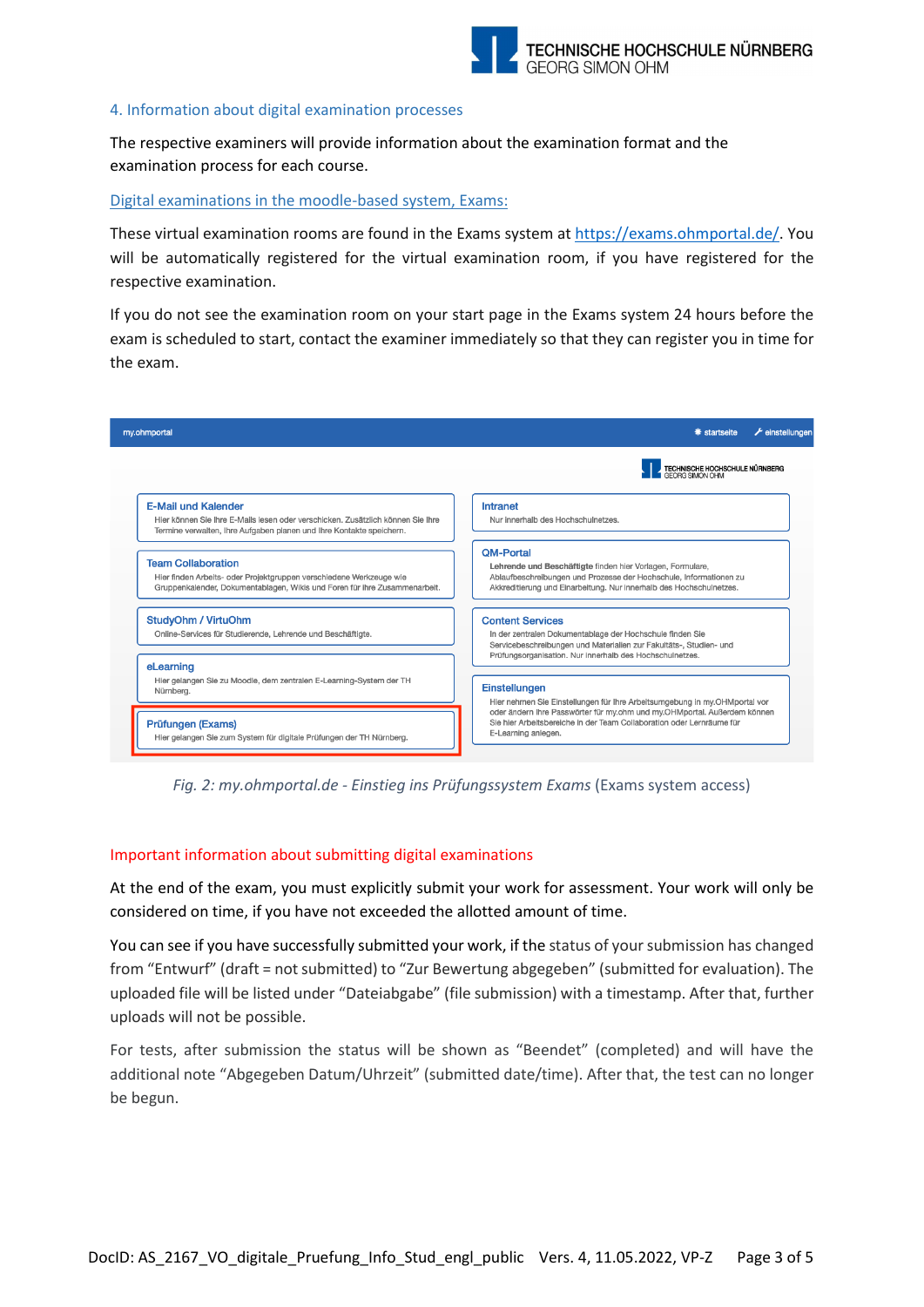## 4. Information about digital examination processes

The respective examiners will provide information about the examination format and the examination process for each course.

### Digital examinations in the moodle-based system, Exams:

These virtual examination rooms are found in the Exams system at https://exams.ohmportal.de/. You will be automatically registered for the virtual examination room, if you have registered for the respective examination.

If you do not see the examination room on your start page in the Exams system 24 hours before the exam is scheduled to start, contact the examiner immediately so that they can register you in time for the exam.

*Fig. 2: my.ohmportal.de - Einstieg ins Prüfungssystem Exams* (Exams system access)

### Important information about submitting digital examinations

At the end of the exam, you must explicitly submit your work for assessment. Your work will only be considered on time, if you have not exceeded the allotted amount of time.

You can see if you have successfully submitted your work, if the status of your submission has changed from "Entwurf" (draft = not submitted) to "Zur Bewertung abgegeben" (submitted for evaluation). The uploaded file will be listed under "Dateiabgabe" (file submission) with a timestamp. After that, further uploads will not be possible.

For tests, after submission the status will be shown as "Beendet" (completed) and will have the additional note "Abgegeben Datum/Uhrzeit" (submitted date/time). After that, the test can no longer be begun.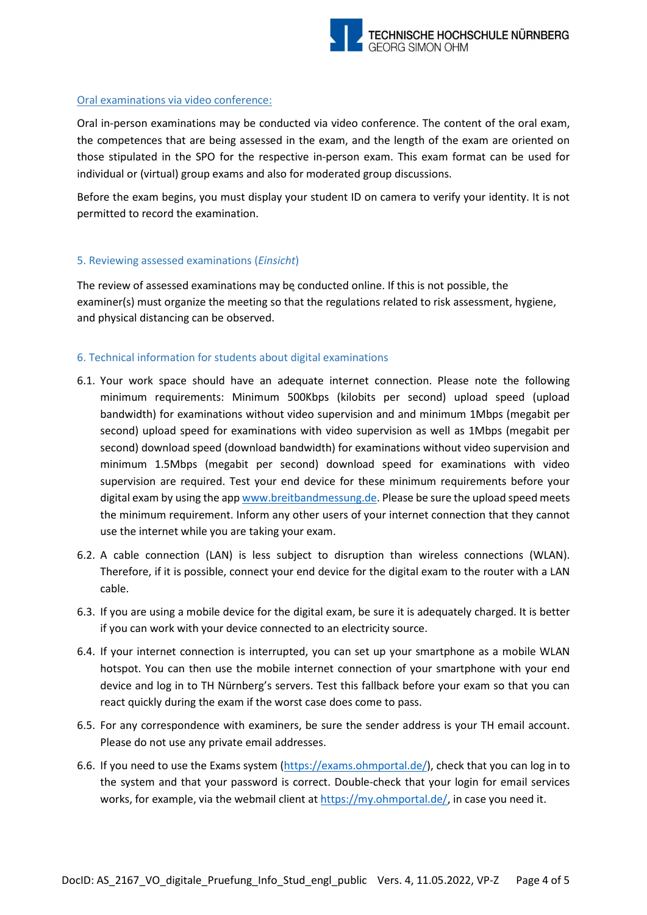### Oral examinations via video conference:

Oral in-person examinations may be conducted via video conference. The content of the oral exam, the competences that are being assessed in the exam, and the length of the exam are oriented on those stipulated in the SPO for the respective in-person exam. This exam format can be used for individual or (virtual) group exams and also for moderated group discussions.

Before the exam begins, you must display your student ID on camera to verify your identity. It is not permitted to record the examination.

## 5. Reviewing assessed examinations (*Einsicht*)

The review of assessed examinations may be conducted online. If this is not possible, the examiner(s) must organize the meeting so that the regulations related to risk assessment, hygiene, and physical distancing can be observed.

## 6. Technical information for students about digital examinations

6.1. Your work space should have an adequate internet connection. Please note the following minimum requirements: Minimum 500Kbps (kilobits per second) upload speed (upload bandwidth) for examinations without video supervision and and minimum 1Mbps (megabit per second) upload speed for examinations with video supervision as well as 1Mbps (megabit per second) download speed (download bandwidth) for examinations without video supervision and minimum 1.5Mbps (megabit per second) download speed for examinations with video supervision are required. Test your end device for these minimum requirements before your digital exam by using the app www.breitbandmessung.de. Please be sure the upload speed meets the minimum requirement. Inform any other users of your internet connection that they cannot use the internet while you are taking your exam.

6.2. A cable connection (LAN) is less subject to disruption than wireless connections (WLAN). Therefore, if it is possible, connect your end device for the digital exam to the router with a LAN cable.

6.3. If you are using a mobile device for the digital exam, be sure it is adequately charged. It is better if you can work with your device connected to an electricity source.

6.4. If your internet connection is interrupted, you can set up your smartphone as a mobile WLAN hotspot. You can then use the mobile internet connection of your smartphone with your end device and log in to TH Nürnberg's servers. Test this fallback before your exam so that you can react quickly during the exam if the worst case does come to pass.

6.5. For any correspondence with examiners, be sure the sender address is your TH email account. Please do not use any private email addresses.

6.6. If you need to use the Exams system (https://exams.ohmportal.de/), check that you can log in to the system and that your password is correct. Double-check that your login for email services works, for example, via the webmail client at https://my.ohmportal.de/, in case you need it.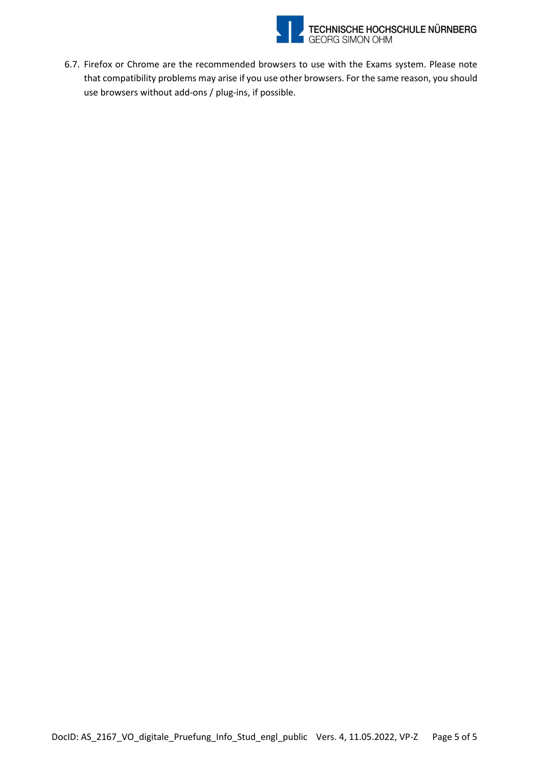6.7. Firefox or Chrome are the recommended browsers to use with the Exams system. Please note that compatibility problems may arise if you use other browsers. For the same reason, you should use browsers without add-ons / plug-ins, if possible.